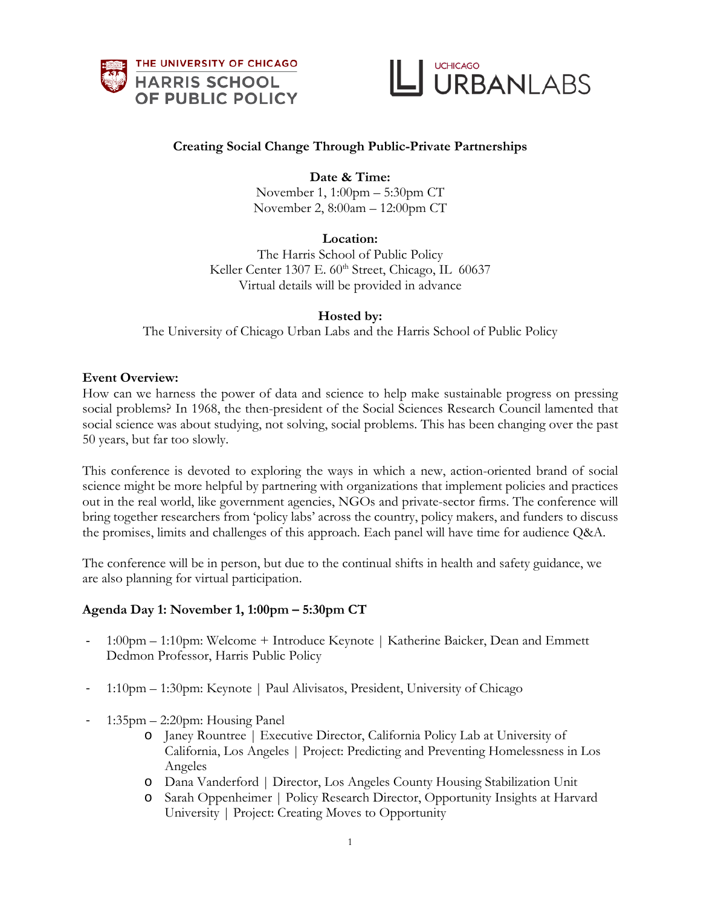THE UNIVERSITY OF CHICAGO
HARRIS SCHOOL OF PUBLIC POLICY

UCHICAGO URBANLABS

# Creating Social Change Through Public-Private Partnerships

**Date & Time:**
November 1, 1:00pm – 5:30pm CT
November 2, 8:00am – 12:00pm CT

**Location:**
The Harris School of Public Policy
Keller Center 1307 E. 60th Street, Chicago, IL 60637
Virtual details will be provided in advance

**Hosted by:**
The University of Chicago Urban Labs and the Harris School of Public Policy

**Event Overview:**
How can we harness the power of data and science to help make sustainable progress on pressing social problems? In 1968, the then-president of the Social Sciences Research Council lamented that social science was about studying, not solving, social problems. This has been changing over the past 50 years, but far too slowly.

This conference is devoted to exploring the ways in which a new, action-oriented brand of social science might be more helpful by partnering with organizations that implement policies and practices out in the real world, like government agencies, NGOs and private-sector firms. The conference will bring together researchers from 'policy labs' across the country, policy makers, and funders to discuss the promises, limits and challenges of this approach. Each panel will have time for audience Q&A.

The conference will be in person, but due to the continual shifts in health and safety guidance, we are also planning for virtual participation.

## Agenda Day 1: November 1, 1:00pm – 5:30pm CT

- 1:00pm – 1:10pm: Welcome + Introduce Keynote | Katherine Baicker, Dean and Emmett Dedmon Professor, Harris Public Policy
- 1:10pm – 1:30pm: Keynote | Paul Alivisatos, President, University of Chicago
- 1:35pm – 2:20pm: Housing Panel
  - Janey Rountree | Executive Director, California Policy Lab at University of California, Los Angeles | Project: Predicting and Preventing Homelessness in Los Angeles
  - Dana Vanderford | Director, Los Angeles County Housing Stabilization Unit
  - Sarah Oppenheimer | Policy Research Director, Opportunity Insights at Harvard University | Project: Creating Moves to Opportunity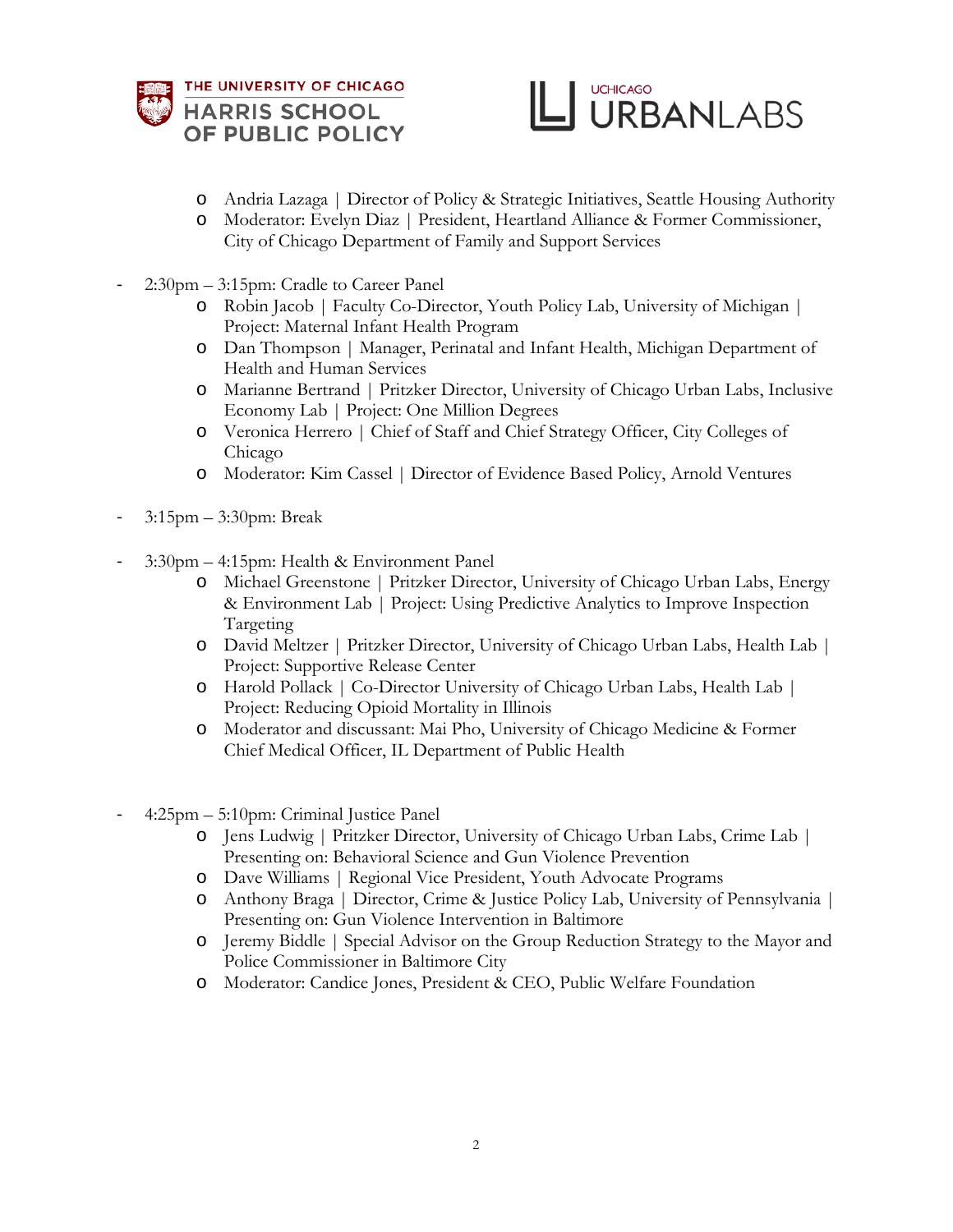- Andria Lazaga | Director of Policy & Strategic Initiatives, Seattle Housing Authority
  - Moderator: Evelyn Diaz | President, Heartland Alliance & Former Commissioner, City of Chicago Department of Family and Support Services

- 2:30pm – 3:15pm: Cradle to Career Panel
  - Robin Jacob | Faculty Co-Director, Youth Policy Lab, University of Michigan | Project: Maternal Infant Health Program
  - Dan Thompson | Manager, Perinatal and Infant Health, Michigan Department of Health and Human Services
  - Marianne Bertrand | Pritzker Director, University of Chicago Urban Labs, Inclusive Economy Lab | Project: One Million Degrees
  - Veronica Herrero | Chief of Staff and Chief Strategy Officer, City Colleges of Chicago
  - Moderator: Kim Cassel | Director of Evidence Based Policy, Arnold Ventures

- 3:15pm – 3:30pm: Break

- 3:30pm – 4:15pm: Health & Environment Panel
  - Michael Greenstone | Pritzker Director, University of Chicago Urban Labs, Energy & Environment Lab | Project: Using Predictive Analytics to Improve Inspection Targeting
  - David Meltzer | Pritzker Director, University of Chicago Urban Labs, Health Lab | Project: Supportive Release Center
  - Harold Pollack | Co-Director University of Chicago Urban Labs, Health Lab | Project: Reducing Opioid Mortality in Illinois
  - Moderator and discussant: Mai Pho, University of Chicago Medicine & Former Chief Medical Officer, IL Department of Public Health

- 4:25pm – 5:10pm: Criminal Justice Panel
  - Jens Ludwig | Pritzker Director, University of Chicago Urban Labs, Crime Lab | Presenting on: Behavioral Science and Gun Violence Prevention
  - Dave Williams | Regional Vice President, Youth Advocate Programs
  - Anthony Braga | Director, Crime & Justice Policy Lab, University of Pennsylvania | Presenting on: Gun Violence Intervention in Baltimore
  - Jeremy Biddle | Special Advisor on the Group Reduction Strategy to the Mayor and Police Commissioner in Baltimore City
  - Moderator: Candice Jones, President & CEO, Public Welfare Foundation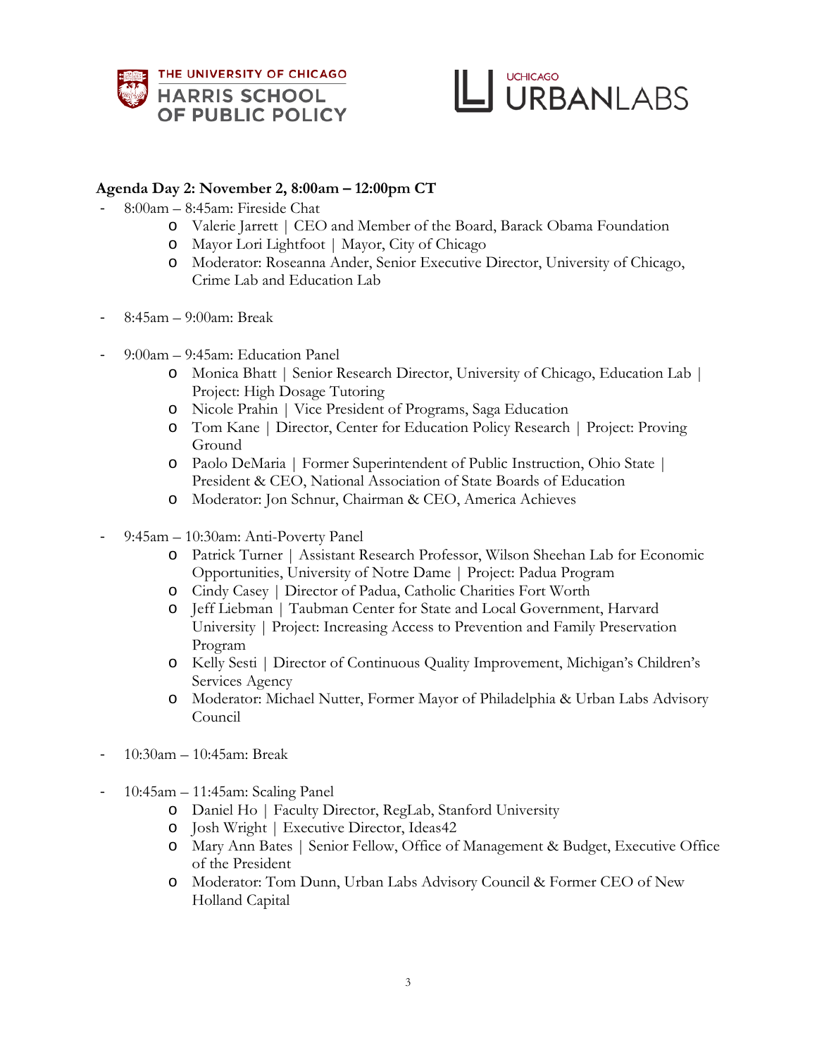**Agenda Day 2: November 2, 8:00am – 12:00pm CT**

- 8:00am – 8:45am: Fireside Chat
  - Valerie Jarrett | CEO and Member of the Board, Barack Obama Foundation
  - Mayor Lori Lightfoot | Mayor, City of Chicago
  - Moderator: Roseanna Ander, Senior Executive Director, University of Chicago, Crime Lab and Education Lab

- 8:45am – 9:00am: Break

- 9:00am – 9:45am: Education Panel
  - Monica Bhatt | Senior Research Director, University of Chicago, Education Lab | Project: High Dosage Tutoring
  - Nicole Prahin | Vice President of Programs, Saga Education
  - Tom Kane | Director, Center for Education Policy Research | Project: Proving Ground
  - Paolo DeMaria | Former Superintendent of Public Instruction, Ohio State | President & CEO, National Association of State Boards of Education
  - Moderator: Jon Schnur, Chairman & CEO, America Achieves

- 9:45am – 10:30am: Anti-Poverty Panel
  - Patrick Turner | Assistant Research Professor, Wilson Sheehan Lab for Economic Opportunities, University of Notre Dame | Project: Padua Program
  - Cindy Casey | Director of Padua, Catholic Charities Fort Worth
  - Jeff Liebman | Taubman Center for State and Local Government, Harvard University | Project: Increasing Access to Prevention and Family Preservation Program
  - Kelly Sesti | Director of Continuous Quality Improvement, Michigan's Children's Services Agency
  - Moderator: Michael Nutter, Former Mayor of Philadelphia & Urban Labs Advisory Council

- 10:30am – 10:45am: Break

- 10:45am – 11:45am: Scaling Panel
  - Daniel Ho | Faculty Director, RegLab, Stanford University
  - Josh Wright | Executive Director, Ideas42
  - Mary Ann Bates | Senior Fellow, Office of Management & Budget, Executive Office of the President
  - Moderator: Tom Dunn, Urban Labs Advisory Council & Former CEO of New Holland Capital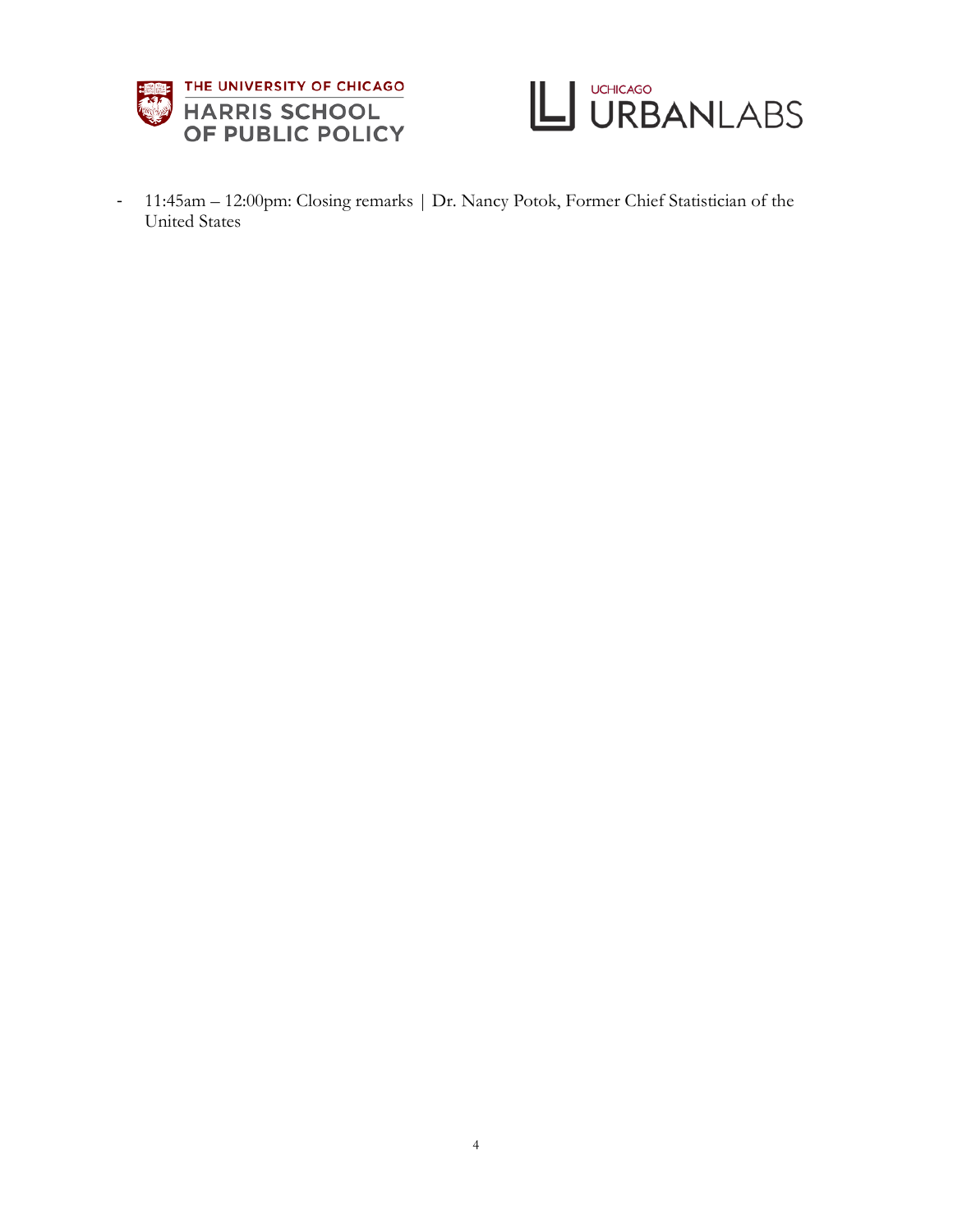- 11:45am – 12:00pm: Closing remarks | Dr. Nancy Potok, Former Chief Statistician of the United States